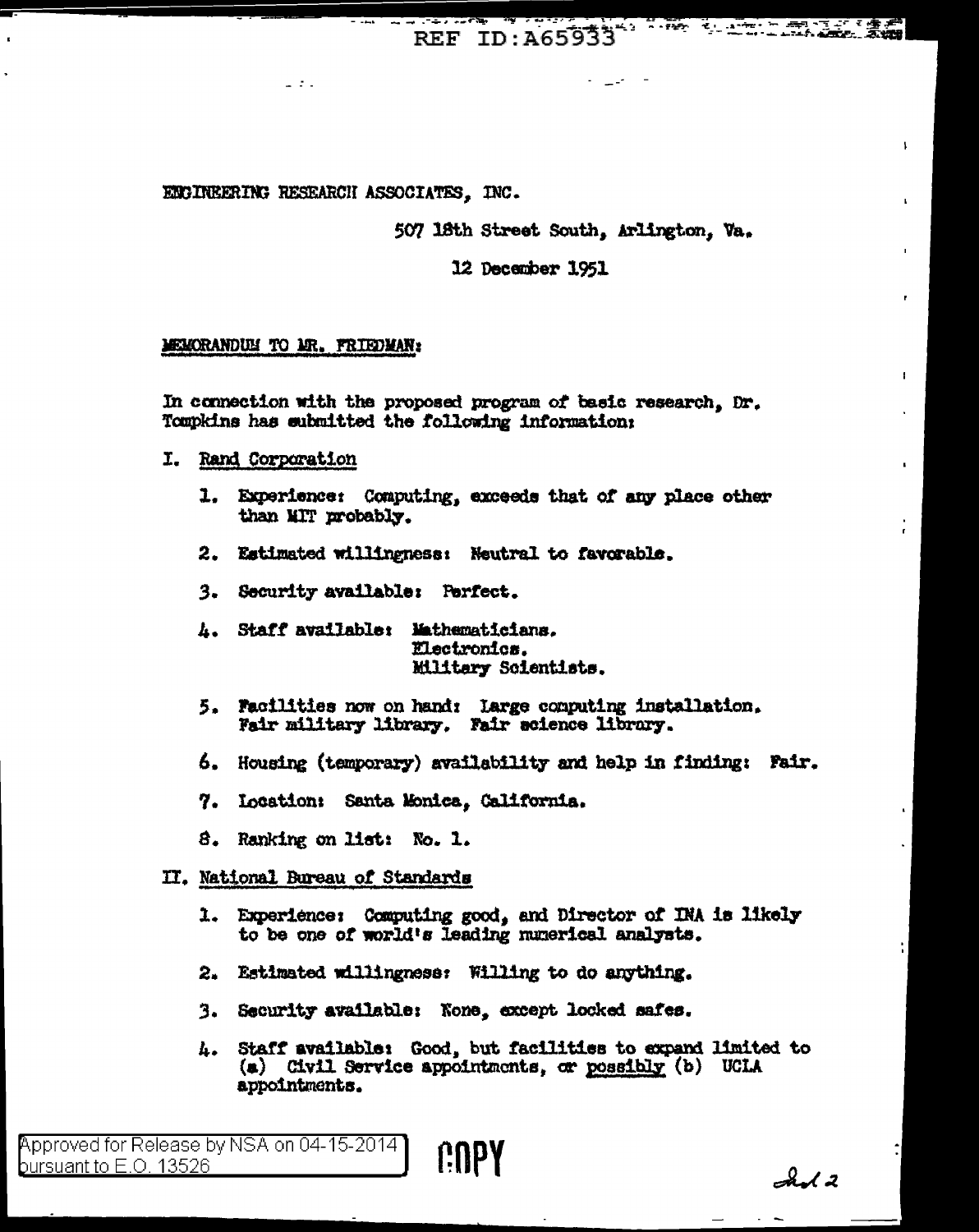ENGINEERING RESEARCH ASSOCIATES, INC.

507 18th Street South, Arlington, Va.

12 December 1951

MEMORANDUM TO MR. FRIEDMAN:

In connection with the proposed program of basic research, Dr. Tompkins has submitted the following information:

I. Rand Corporation

1. Experience: Computing, exceeds that of any place other than MIT probably.
2. Estimated willingness: Neutral to favorable.
3. Security available: Perfect.
4. Staff available: Mathematicians. Electronics. Military Scientists.
5. Facilities now on hand: Large computing installation. Fair military library. Fair science library.
6. Housing (temporary) availability and help in finding: Fair.
7. Location: Santa Monica, California.
8. Ranking on list: No. 1.

II. National Bureau of Standards

1. Experience: Computing good, and Director of INA is likely to be one of world's leading numerical analysts.
2. Estimated willingness: Willing to do anything.
3. Security available: None, except locked safes.
4. Staff available: Good, but facilities to expand limited to (a) Civil Service appointments, or possibly (b) UCLA appointments.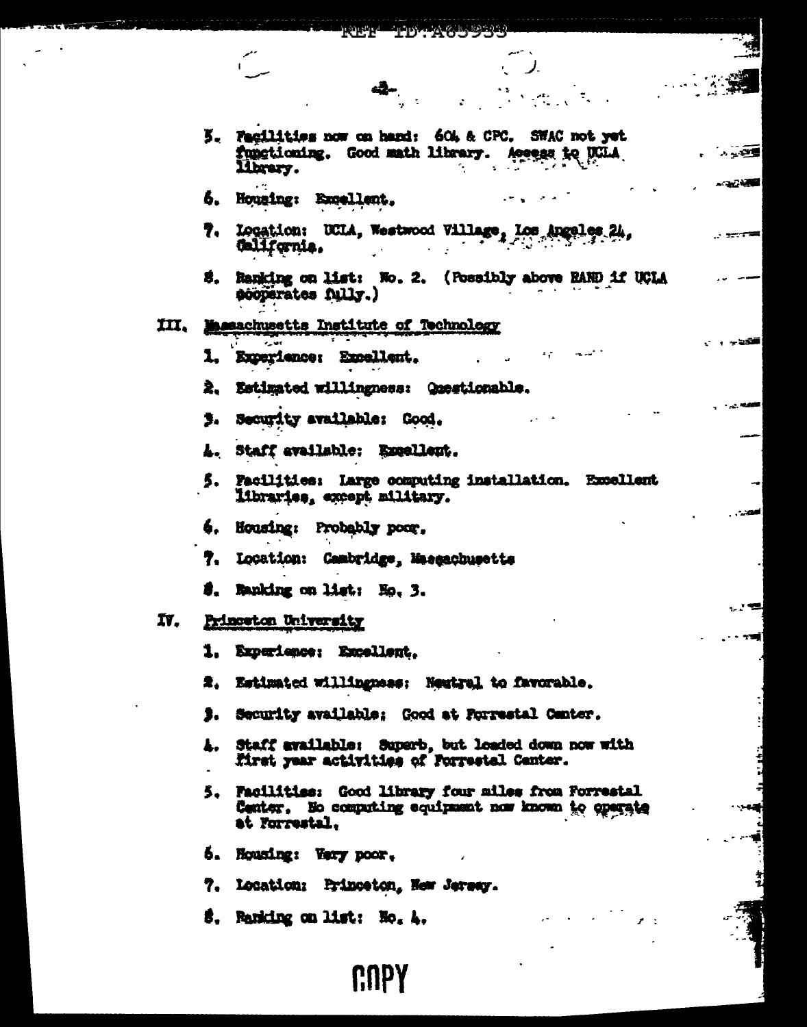5. Facilities now on hand: 604 & CPC. SWAC not yet functioning. Good math library. Access to UCLA library.

6. Housing: Excellent.

7. Location: UCLA, Westwood Village, Los Angeles 24, California.

8. Ranking on list: No. 2. (Possibly above RAND if UCLA cooperates fully.)

III. Massachusetts Institute of Technology

1. Experience: Excellent.

2. Estimated willingness: Questionable.

3. Security available: Good.

4. Staff available: Excellent.

5. Facilities: Large computing installation. Excellent libraries, except military.

6. Housing: Probably poor.

7. Location: Cambridge, Massachusetts

8. Ranking on list: No. 3.

IV. Princeton University

1. Experience: Excellent.

2. Estimated willingness: Neutral to favorable.

3. Security available: Good at Forrestal Center.

4. Staff available: Superb, but loaded down now with first year activities of Forrestal Center.

5. Facilities: Good library four miles from Forrestal Center. No computing equipment now known to operate at Forrestal.

6. Housing: Very poor.

7. Location: Princeton, New Jersey.

8. Ranking on list: No. 4.

COPY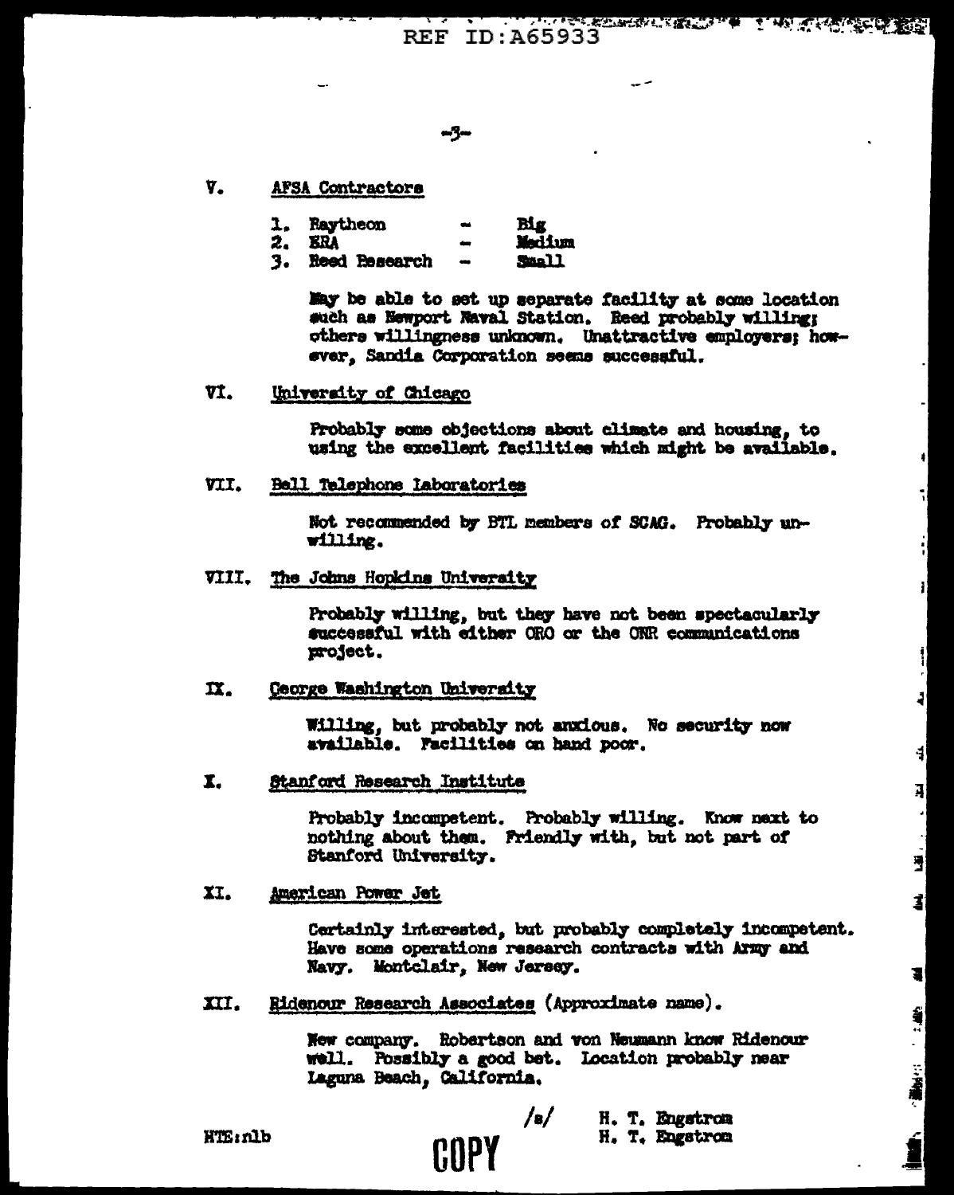REF ID:A65933

V. AFSA Contractors

1. Raytheon - Big
2. ERA - Medium
3. Reed Research - Small

May be able to set up separate facility at some location such as Newport Naval Station. Reed probably willing; others willingness unknown. Unattractive employers; however, Sandia Corporation seems successful.

VI. University of Chicago

Probably some objections about climate and housing, to using the excellent facilities which might be available.

VII. Bell Telephone Laboratories

Not recommended by BTL members of SCAG. Probably unwilling.

VIII. The Johns Hopkins University

Probably willing, but they have not been spectacularly successful with either ORO or the ONR communications project.

IX. George Washington University

Willing, but probably not anxious. No security now available. Facilities on hand poor.

X. Stanford Research Institute

Probably incompetent. Probably willing. Know next to nothing about them. Friendly with, but not part of Stanford University.

XI. American Power Jet

Certainly interested, but probably completely incompetent. Have some operations research contracts with Army and Navy. Montclair, New Jersey.

XII. Ridenour Research Associates (Approximate name).

New company. Robertson and von Neumann know Ridenour well. Possibly a good bet. Location probably near Laguna Beach, California.

/s/ H. T. Engstrom
H. T. Engstrom

HTE:nlb

COPY